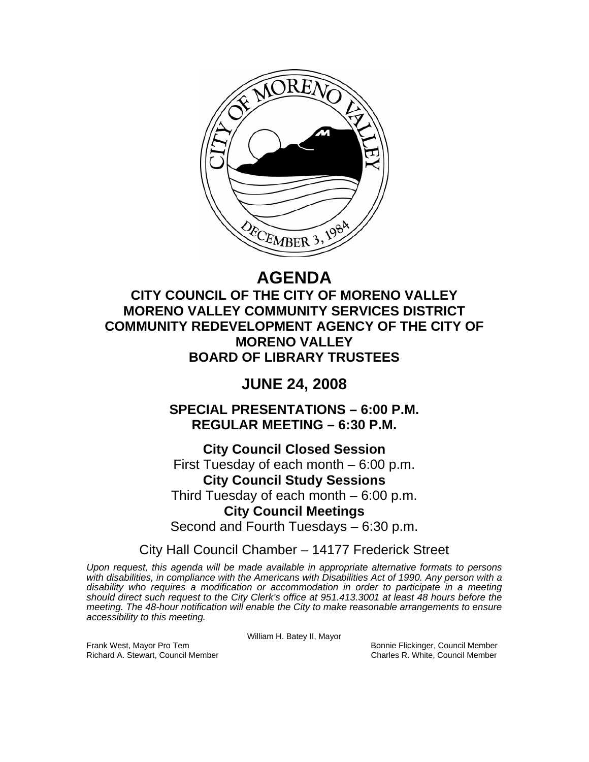# AGENDA

## CITY COUNCIL OF THE CITY OF MORENO VALLEY
## MORENO VALLEY COMMUNITY SERVICES DISTRICT
## COMMUNITY REDEVELOPMENT AGENCY OF THE CITY OF MORENO VALLEY
## BOARD OF LIBRARY TRUSTEES

## JUNE 24, 2008

### SPECIAL PRESENTATIONS – 6:00 P.M.
### REGULAR MEETING – 6:30 P.M.

**City Council Closed Session**
First Tuesday of each month – 6:00 p.m.

**City Council Study Sessions**
Third Tuesday of each month – 6:00 p.m.

**City Council Meetings**
Second and Fourth Tuesdays – 6:30 p.m.

City Hall Council Chamber – 14177 Frederick Street

*Upon request, this agenda will be made available in appropriate alternative formats to persons with disabilities, in compliance with the Americans with Disabilities Act of 1990. Any person with a disability who requires a modification or accommodation in order to participate in a meeting should direct such request to the City Clerk's office at 951.413.3001 at least 48 hours before the meeting. The 48-hour notification will enable the City to make reasonable arrangements to ensure accessibility to this meeting.*

William H. Batey II, Mayor

Frank West, Mayor Pro Tem
Richard A. Stewart, Council Member
Bonnie Flickinger, Council Member
Charles R. White, Council Member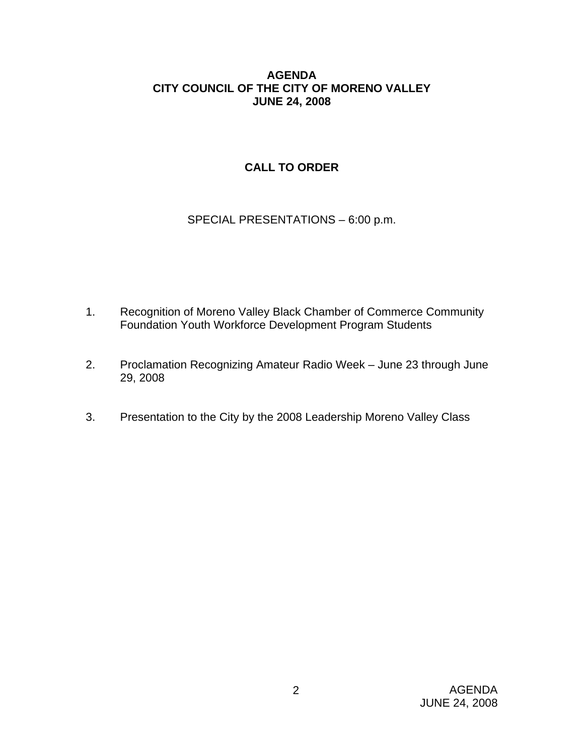**AGENDA**
**CITY COUNCIL OF THE CITY OF MORENO VALLEY**
**JUNE 24, 2008**

## CALL TO ORDER

SPECIAL PRESENTATIONS – 6:00 p.m.

1. Recognition of Moreno Valley Black Chamber of Commerce Community Foundation Youth Workforce Development Program Students

2. Proclamation Recognizing Amateur Radio Week – June 23 through June 29, 2008

3. Presentation to the City by the 2008 Leadership Moreno Valley Class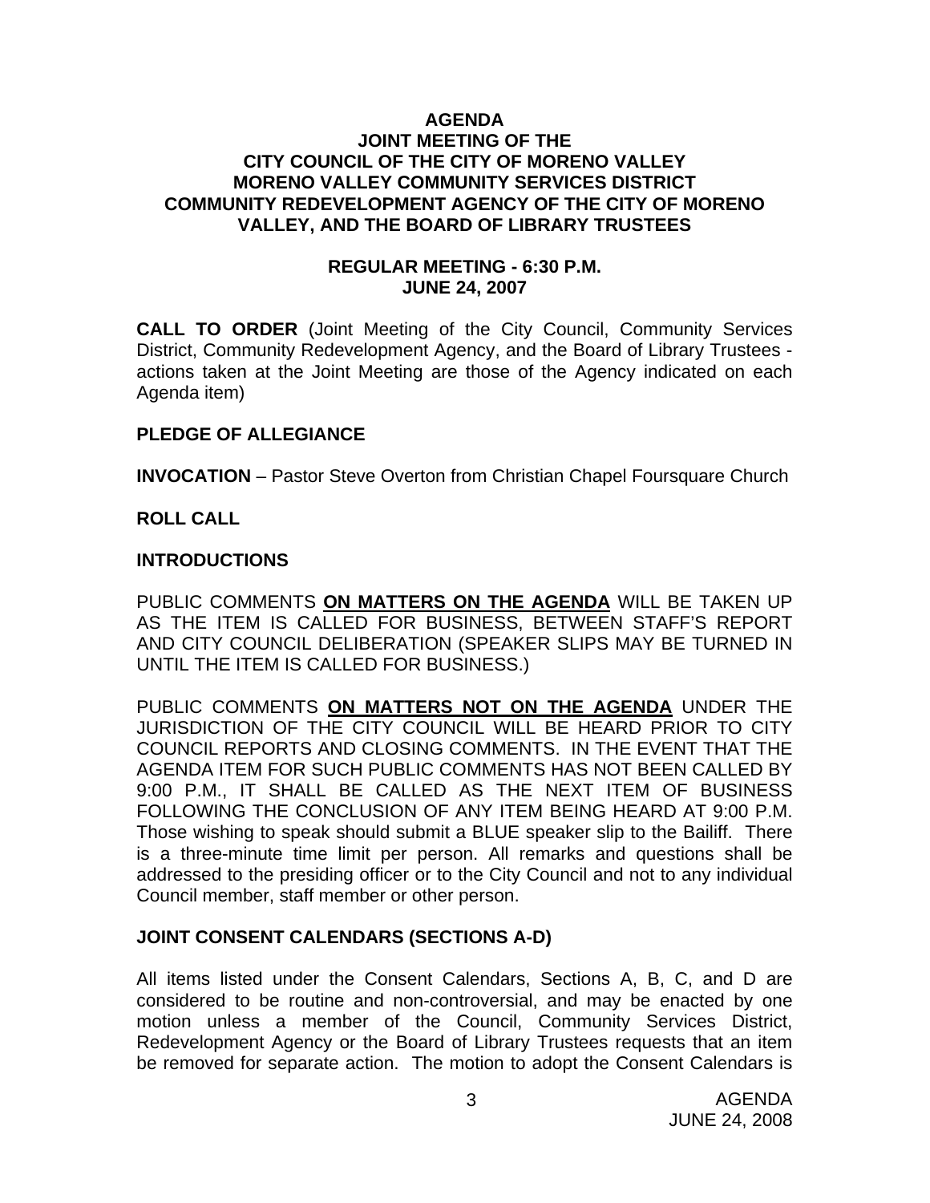**AGENDA**
**JOINT MEETING OF THE**
**CITY COUNCIL OF THE CITY OF MORENO VALLEY**
**MORENO VALLEY COMMUNITY SERVICES DISTRICT**
**COMMUNITY REDEVELOPMENT AGENCY OF THE CITY OF MORENO VALLEY, AND THE BOARD OF LIBRARY TRUSTEES**

**REGULAR MEETING - 6:30 P.M.**
**JUNE 24, 2007**

**CALL TO ORDER** (Joint Meeting of the City Council, Community Services District, Community Redevelopment Agency, and the Board of Library Trustees - actions taken at the Joint Meeting are those of the Agency indicated on each Agenda item)

**PLEDGE OF ALLEGIANCE**

**INVOCATION** – Pastor Steve Overton from Christian Chapel Foursquare Church

**ROLL CALL**

**INTRODUCTIONS**

PUBLIC COMMENTS **ON MATTERS ON THE AGENDA** WILL BE TAKEN UP AS THE ITEM IS CALLED FOR BUSINESS, BETWEEN STAFF'S REPORT AND CITY COUNCIL DELIBERATION (SPEAKER SLIPS MAY BE TURNED IN UNTIL THE ITEM IS CALLED FOR BUSINESS.)

PUBLIC COMMENTS **ON MATTERS NOT ON THE AGENDA** UNDER THE JURISDICTION OF THE CITY COUNCIL WILL BE HEARD PRIOR TO CITY COUNCIL REPORTS AND CLOSING COMMENTS. IN THE EVENT THAT THE AGENDA ITEM FOR SUCH PUBLIC COMMENTS HAS NOT BEEN CALLED BY 9:00 P.M., IT SHALL BE CALLED AS THE NEXT ITEM OF BUSINESS FOLLOWING THE CONCLUSION OF ANY ITEM BEING HEARD AT 9:00 P.M. Those wishing to speak should submit a BLUE speaker slip to the Bailiff. There is a three-minute time limit per person. All remarks and questions shall be addressed to the presiding officer or to the City Council and not to any individual Council member, staff member or other person.

**JOINT CONSENT CALENDARS (SECTIONS A-D)**

All items listed under the Consent Calendars, Sections A, B, C, and D are considered to be routine and non-controversial, and may be enacted by one motion unless a member of the Council, Community Services District, Redevelopment Agency or the Board of Library Trustees requests that an item be removed for separate action. The motion to adopt the Consent Calendars is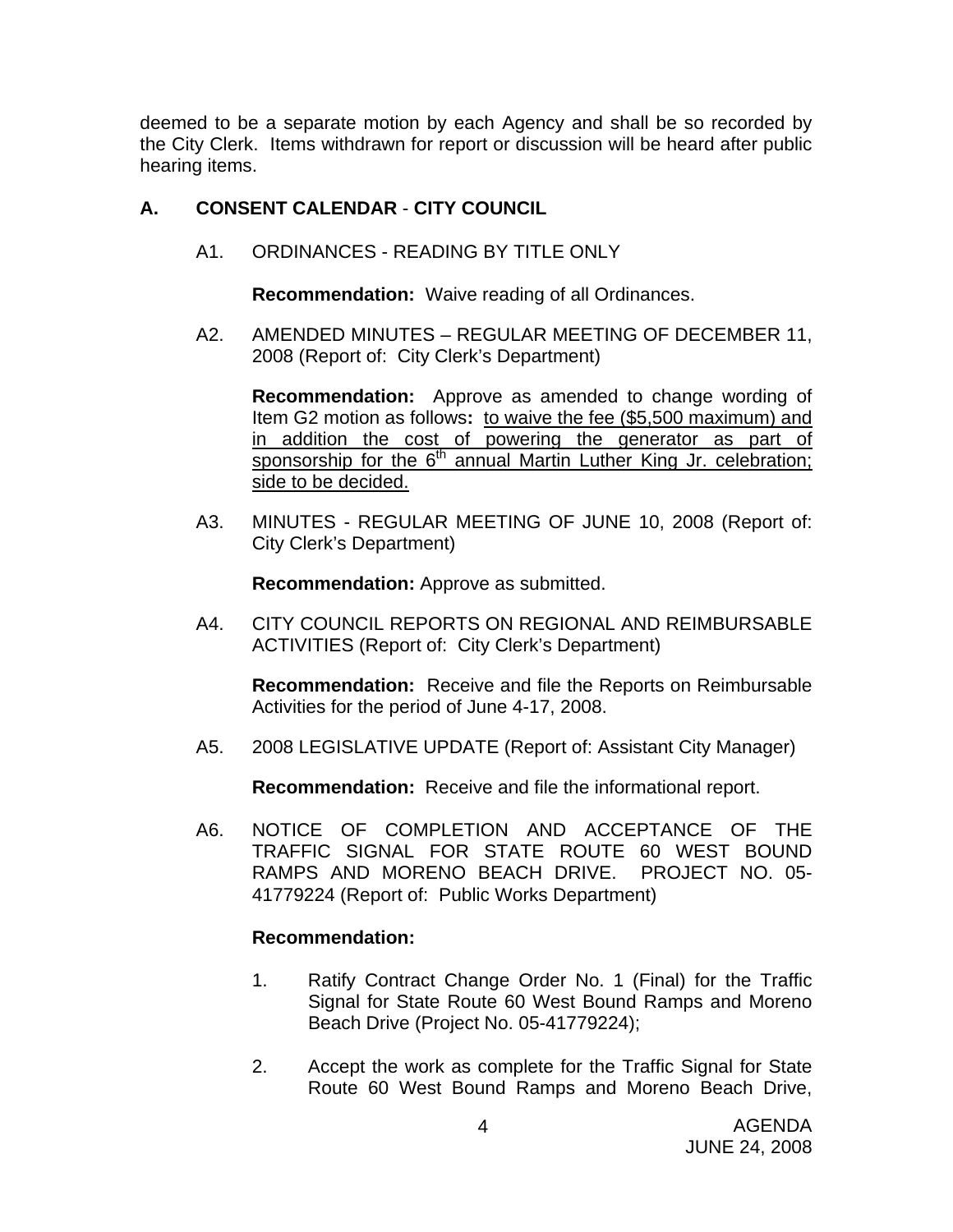deemed to be a separate motion by each Agency and shall be so recorded by the City Clerk. Items withdrawn for report or discussion will be heard after public hearing items.

## A. CONSENT CALENDAR - CITY COUNCIL

A1. ORDINANCES - READING BY TITLE ONLY

**Recommendation:** Waive reading of all Ordinances.

A2. AMENDED MINUTES – REGULAR MEETING OF DECEMBER 11, 2008 (Report of: City Clerk's Department)

**Recommendation:** Approve as amended to change wording of Item G2 motion as follows**:** <u>to waive the fee ($5,500 maximum) and in addition the cost of powering the generator as part of sponsorship for the 6th annual Martin Luther King Jr. celebration; side to be decided.</u>

A3. MINUTES - REGULAR MEETING OF JUNE 10, 2008 (Report of: City Clerk's Department)

**Recommendation:** Approve as submitted.

A4. CITY COUNCIL REPORTS ON REGIONAL AND REIMBURSABLE ACTIVITIES (Report of: City Clerk's Department)

**Recommendation:** Receive and file the Reports on Reimbursable Activities for the period of June 4-17, 2008.

A5. 2008 LEGISLATIVE UPDATE (Report of: Assistant City Manager)

**Recommendation:** Receive and file the informational report.

A6. NOTICE OF COMPLETION AND ACCEPTANCE OF THE TRAFFIC SIGNAL FOR STATE ROUTE 60 WEST BOUND RAMPS AND MORENO BEACH DRIVE. PROJECT NO. 05-41779224 (Report of: Public Works Department)

**Recommendation:**

1. Ratify Contract Change Order No. 1 (Final) for the Traffic Signal for State Route 60 West Bound Ramps and Moreno Beach Drive (Project No. 05-41779224);

2. Accept the work as complete for the Traffic Signal for State Route 60 West Bound Ramps and Moreno Beach Drive,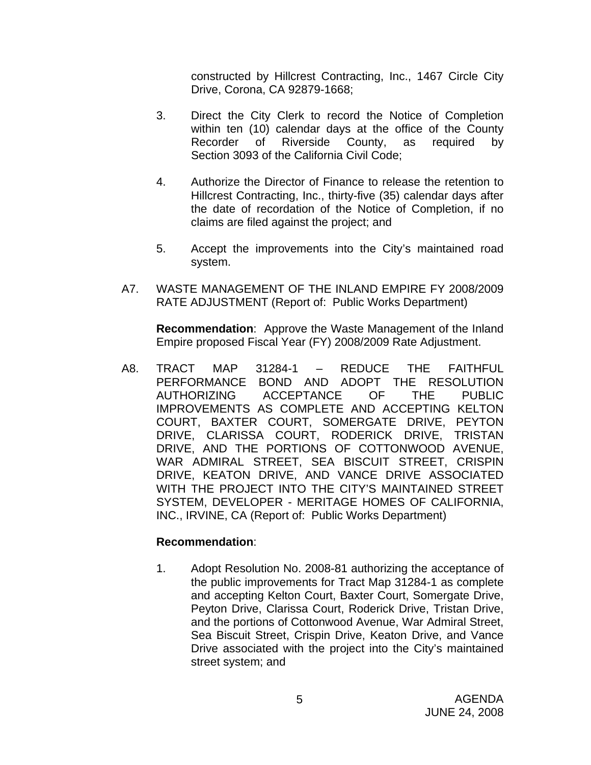constructed by Hillcrest Contracting, Inc., 1467 Circle City Drive, Corona, CA 92879-1668;

3. Direct the City Clerk to record the Notice of Completion within ten (10) calendar days at the office of the County Recorder of Riverside County, as required by Section 3093 of the California Civil Code;

4. Authorize the Director of Finance to release the retention to Hillcrest Contracting, Inc., thirty-five (35) calendar days after the date of recordation of the Notice of Completion, if no claims are filed against the project; and

5. Accept the improvements into the City's maintained road system.

A7. WASTE MANAGEMENT OF THE INLAND EMPIRE FY 2008/2009 RATE ADJUSTMENT (Report of: Public Works Department)

**Recommendation**: Approve the Waste Management of the Inland Empire proposed Fiscal Year (FY) 2008/2009 Rate Adjustment.

A8. TRACT MAP 31284-1 – REDUCE THE FAITHFUL PERFORMANCE BOND AND ADOPT THE RESOLUTION AUTHORIZING ACCEPTANCE OF THE PUBLIC IMPROVEMENTS AS COMPLETE AND ACCEPTING KELTON COURT, BAXTER COURT, SOMERGATE DRIVE, PEYTON DRIVE, CLARISSA COURT, RODERICK DRIVE, TRISTAN DRIVE, AND THE PORTIONS OF COTTONWOOD AVENUE, WAR ADMIRAL STREET, SEA BISCUIT STREET, CRISPIN DRIVE, KEATON DRIVE, AND VANCE DRIVE ASSOCIATED WITH THE PROJECT INTO THE CITY'S MAINTAINED STREET SYSTEM, DEVELOPER - MERITAGE HOMES OF CALIFORNIA, INC., IRVINE, CA (Report of: Public Works Department)

**Recommendation**:

1. Adopt Resolution No. 2008-81 authorizing the acceptance of the public improvements for Tract Map 31284-1 as complete and accepting Kelton Court, Baxter Court, Somergate Drive, Peyton Drive, Clarissa Court, Roderick Drive, Tristan Drive, and the portions of Cottonwood Avenue, War Admiral Street, Sea Biscuit Street, Crispin Drive, Keaton Drive, and Vance Drive associated with the project into the City's maintained street system; and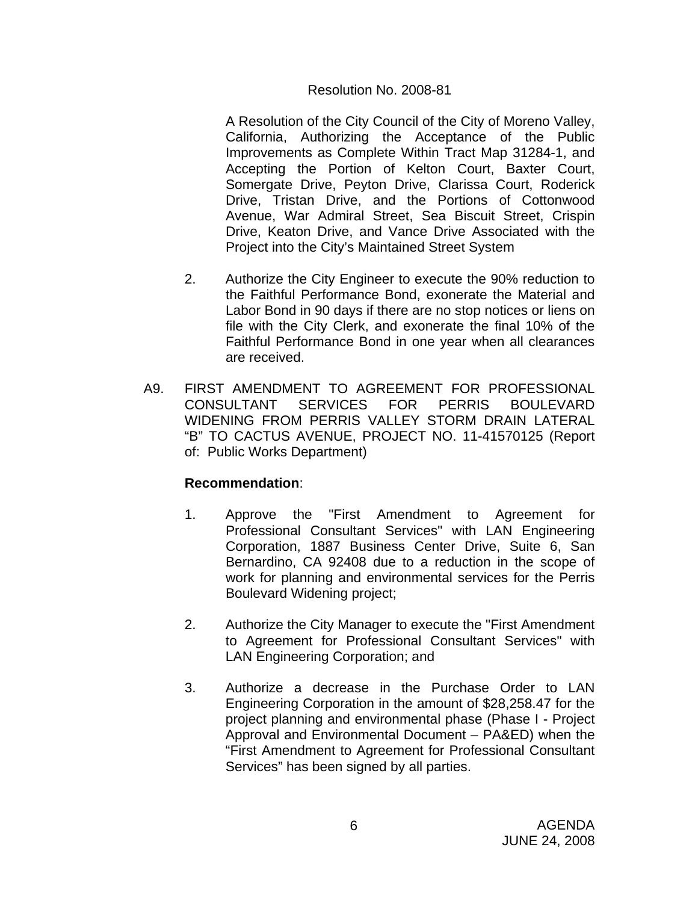Resolution No. 2008-81

A Resolution of the City Council of the City of Moreno Valley, California, Authorizing the Acceptance of the Public Improvements as Complete Within Tract Map 31284-1, and Accepting the Portion of Kelton Court, Baxter Court, Somergate Drive, Peyton Drive, Clarissa Court, Roderick Drive, Tristan Drive, and the Portions of Cottonwood Avenue, War Admiral Street, Sea Biscuit Street, Crispin Drive, Keaton Drive, and Vance Drive Associated with the Project into the City's Maintained Street System

2. Authorize the City Engineer to execute the 90% reduction to the Faithful Performance Bond, exonerate the Material and Labor Bond in 90 days if there are no stop notices or liens on file with the City Clerk, and exonerate the final 10% of the Faithful Performance Bond in one year when all clearances are received.

A9. FIRST AMENDMENT TO AGREEMENT FOR PROFESSIONAL CONSULTANT SERVICES FOR PERRIS BOULEVARD WIDENING FROM PERRIS VALLEY STORM DRAIN LATERAL "B" TO CACTUS AVENUE, PROJECT NO. 11-41570125 (Report of: Public Works Department)

**Recommendation**:

1. Approve the "First Amendment to Agreement for Professional Consultant Services" with LAN Engineering Corporation, 1887 Business Center Drive, Suite 6, San Bernardino, CA 92408 due to a reduction in the scope of work for planning and environmental services for the Perris Boulevard Widening project;

2. Authorize the City Manager to execute the "First Amendment to Agreement for Professional Consultant Services" with LAN Engineering Corporation; and

3. Authorize a decrease in the Purchase Order to LAN Engineering Corporation in the amount of $28,258.47 for the project planning and environmental phase (Phase I - Project Approval and Environmental Document – PA&ED) when the "First Amendment to Agreement for Professional Consultant Services" has been signed by all parties.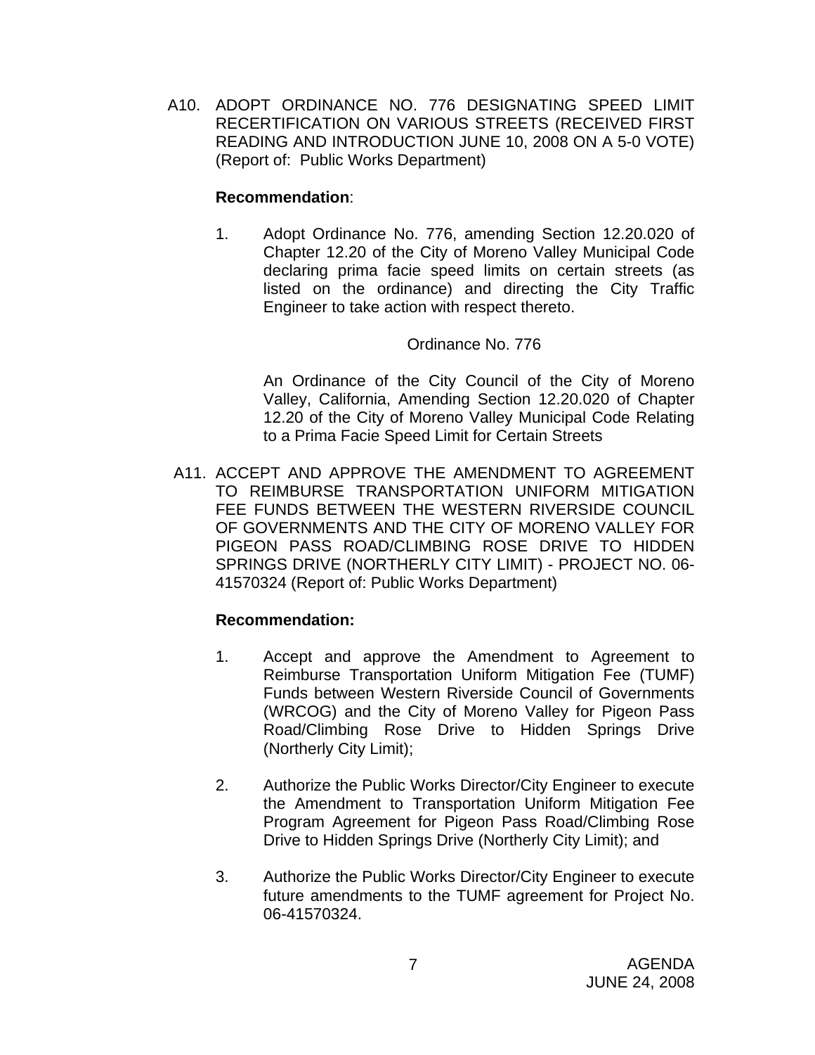A10. ADOPT ORDINANCE NO. 776 DESIGNATING SPEED LIMIT RECERTIFICATION ON VARIOUS STREETS (RECEIVED FIRST READING AND INTRODUCTION JUNE 10, 2008 ON A 5-0 VOTE) (Report of: Public Works Department)

**Recommendation**:

1. Adopt Ordinance No. 776, amending Section 12.20.020 of Chapter 12.20 of the City of Moreno Valley Municipal Code declaring prima facie speed limits on certain streets (as listed on the ordinance) and directing the City Traffic Engineer to take action with respect thereto.

Ordinance No. 776

An Ordinance of the City Council of the City of Moreno Valley, California, Amending Section 12.20.020 of Chapter 12.20 of the City of Moreno Valley Municipal Code Relating to a Prima Facie Speed Limit for Certain Streets

A11. ACCEPT AND APPROVE THE AMENDMENT TO AGREEMENT TO REIMBURSE TRANSPORTATION UNIFORM MITIGATION FEE FUNDS BETWEEN THE WESTERN RIVERSIDE COUNCIL OF GOVERNMENTS AND THE CITY OF MORENO VALLEY FOR PIGEON PASS ROAD/CLIMBING ROSE DRIVE TO HIDDEN SPRINGS DRIVE (NORTHERLY CITY LIMIT) - PROJECT NO. 06-41570324 (Report of: Public Works Department)

**Recommendation:**

1. Accept and approve the Amendment to Agreement to Reimburse Transportation Uniform Mitigation Fee (TUMF) Funds between Western Riverside Council of Governments (WRCOG) and the City of Moreno Valley for Pigeon Pass Road/Climbing Rose Drive to Hidden Springs Drive (Northerly City Limit);

2. Authorize the Public Works Director/City Engineer to execute the Amendment to Transportation Uniform Mitigation Fee Program Agreement for Pigeon Pass Road/Climbing Rose Drive to Hidden Springs Drive (Northerly City Limit); and

3. Authorize the Public Works Director/City Engineer to execute future amendments to the TUMF agreement for Project No. 06-41570324.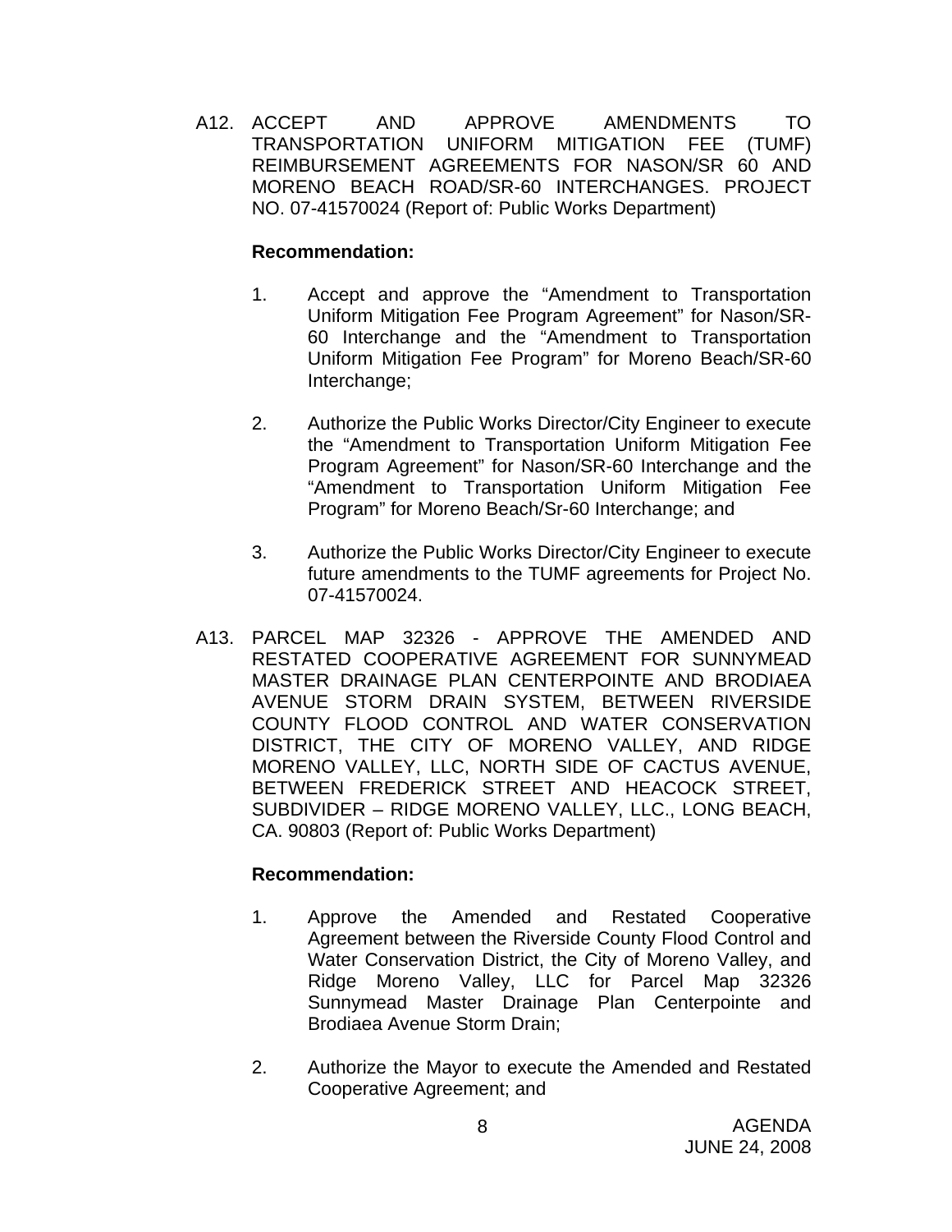A12. ACCEPT AND APPROVE AMENDMENTS TO TRANSPORTATION UNIFORM MITIGATION FEE (TUMF) REIMBURSEMENT AGREEMENTS FOR NASON/SR 60 AND MORENO BEACH ROAD/SR-60 INTERCHANGES. PROJECT NO. 07-41570024 (Report of: Public Works Department)

**Recommendation:**

1. Accept and approve the “Amendment to Transportation Uniform Mitigation Fee Program Agreement” for Nason/SR-60 Interchange and the “Amendment to Transportation Uniform Mitigation Fee Program” for Moreno Beach/SR-60 Interchange;

2. Authorize the Public Works Director/City Engineer to execute the “Amendment to Transportation Uniform Mitigation Fee Program Agreement” for Nason/SR-60 Interchange and the “Amendment to Transportation Uniform Mitigation Fee Program” for Moreno Beach/Sr-60 Interchange; and

3. Authorize the Public Works Director/City Engineer to execute future amendments to the TUMF agreements for Project No. 07-41570024.

A13. PARCEL MAP 32326 - APPROVE THE AMENDED AND RESTATED COOPERATIVE AGREEMENT FOR SUNNYMEAD MASTER DRAINAGE PLAN CENTERPOINTE AND BRODIAEA AVENUE STORM DRAIN SYSTEM, BETWEEN RIVERSIDE COUNTY FLOOD CONTROL AND WATER CONSERVATION DISTRICT, THE CITY OF MORENO VALLEY, AND RIDGE MORENO VALLEY, LLC, NORTH SIDE OF CACTUS AVENUE, BETWEEN FREDERICK STREET AND HEACOCK STREET, SUBDIVIDER – RIDGE MORENO VALLEY, LLC., LONG BEACH, CA. 90803 (Report of: Public Works Department)

**Recommendation:**

1. Approve the Amended and Restated Cooperative Agreement between the Riverside County Flood Control and Water Conservation District, the City of Moreno Valley, and Ridge Moreno Valley, LLC for Parcel Map 32326 Sunnymead Master Drainage Plan Centerpointe and Brodiaea Avenue Storm Drain;

2. Authorize the Mayor to execute the Amended and Restated Cooperative Agreement; and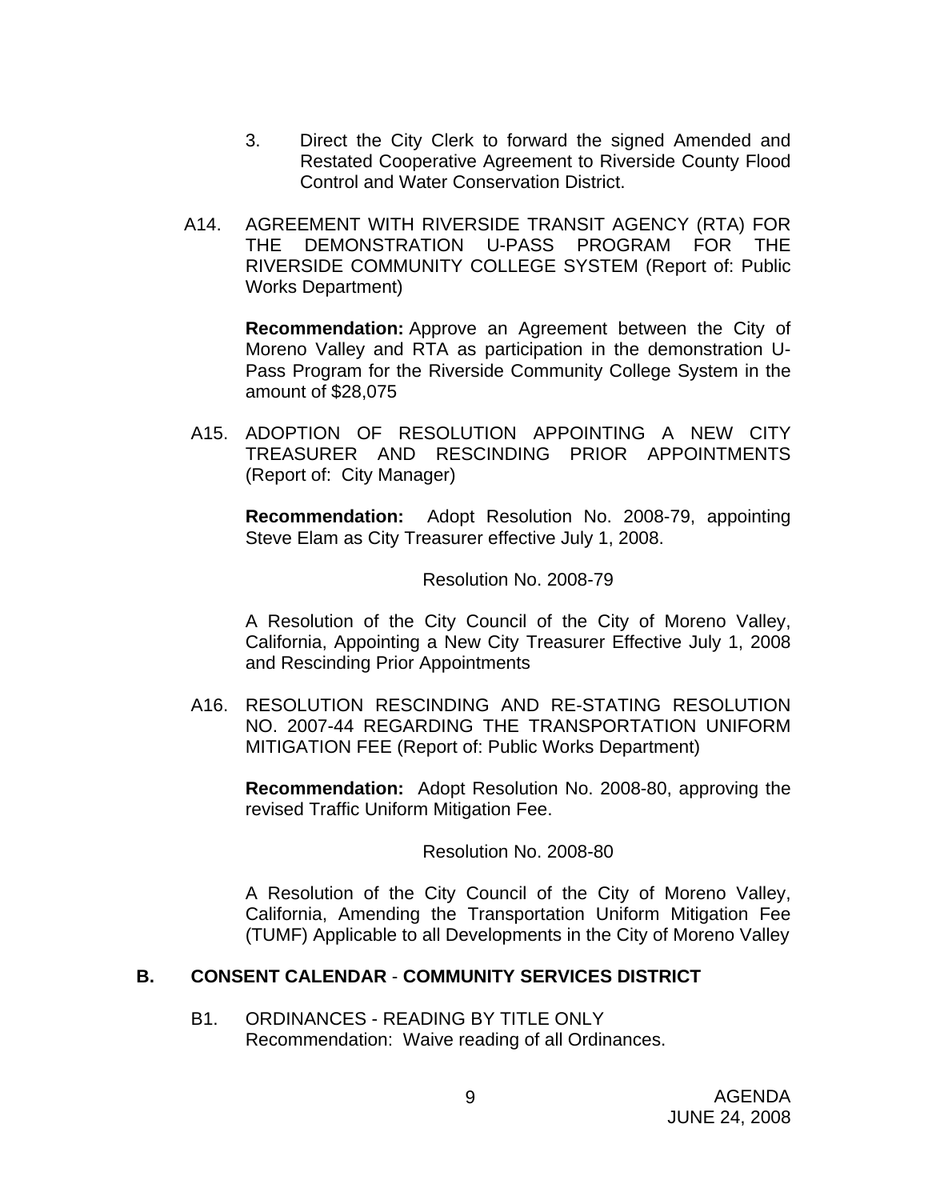3. Direct the City Clerk to forward the signed Amended and Restated Cooperative Agreement to Riverside County Flood Control and Water Conservation District.

A14. AGREEMENT WITH RIVERSIDE TRANSIT AGENCY (RTA) FOR THE DEMONSTRATION U-PASS PROGRAM FOR THE RIVERSIDE COMMUNITY COLLEGE SYSTEM (Report of: Public Works Department)

**Recommendation:** Approve an Agreement between the City of Moreno Valley and RTA as participation in the demonstration U-Pass Program for the Riverside Community College System in the amount of $28,075

A15. ADOPTION OF RESOLUTION APPOINTING A NEW CITY TREASURER AND RESCINDING PRIOR APPOINTMENTS (Report of: City Manager)

**Recommendation:** Adopt Resolution No. 2008-79, appointing Steve Elam as City Treasurer effective July 1, 2008.

Resolution No. 2008-79

A Resolution of the City Council of the City of Moreno Valley, California, Appointing a New City Treasurer Effective July 1, 2008 and Rescinding Prior Appointments

A16. RESOLUTION RESCINDING AND RE-STATING RESOLUTION NO. 2007-44 REGARDING THE TRANSPORTATION UNIFORM MITIGATION FEE (Report of: Public Works Department)

**Recommendation:** Adopt Resolution No. 2008-80, approving the revised Traffic Uniform Mitigation Fee.

Resolution No. 2008-80

A Resolution of the City Council of the City of Moreno Valley, California, Amending the Transportation Uniform Mitigation Fee (TUMF) Applicable to all Developments in the City of Moreno Valley

## B. CONSENT CALENDAR - COMMUNITY SERVICES DISTRICT

B1. ORDINANCES - READING BY TITLE ONLY
Recommendation: Waive reading of all Ordinances.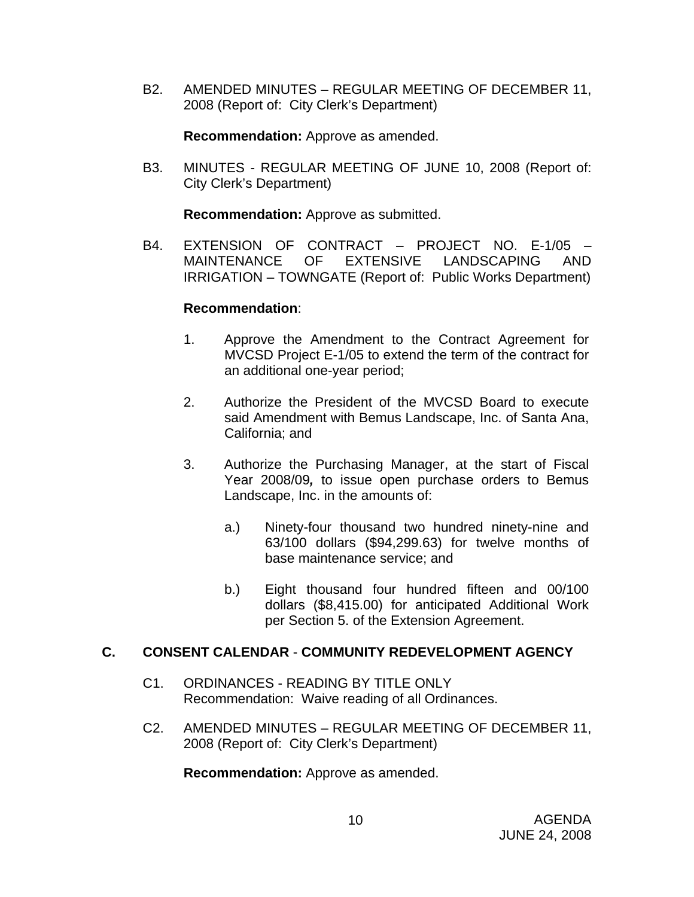B2. AMENDED MINUTES – REGULAR MEETING OF DECEMBER 11, 2008 (Report of: City Clerk's Department)

**Recommendation:** Approve as amended.

B3. MINUTES - REGULAR MEETING OF JUNE 10, 2008 (Report of: City Clerk's Department)

**Recommendation:** Approve as submitted.

B4. EXTENSION OF CONTRACT – PROJECT NO. E-1/05 – MAINTENANCE OF EXTENSIVE LANDSCAPING AND IRRIGATION – TOWNGATE (Report of: Public Works Department)

**Recommendation**:

1. Approve the Amendment to the Contract Agreement for MVCSD Project E-1/05 to extend the term of the contract for an additional one-year period;
2. Authorize the President of the MVCSD Board to execute said Amendment with Bemus Landscape, Inc. of Santa Ana, California; and
3. Authorize the Purchasing Manager, at the start of Fiscal Year 2008/09***,*** to issue open purchase orders to Bemus Landscape, Inc. in the amounts of:

   a.) Ninety-four thousand two hundred ninety-nine and 63/100 dollars ($94,299.63) for twelve months of base maintenance service; and

   b.) Eight thousand four hundred fifteen and 00/100 dollars ($8,415.00) for anticipated Additional Work per Section 5. of the Extension Agreement.

## C. CONSENT CALENDAR - COMMUNITY REDEVELOPMENT AGENCY

C1. ORDINANCES - READING BY TITLE ONLY
Recommendation: Waive reading of all Ordinances.

C2. AMENDED MINUTES – REGULAR MEETING OF DECEMBER 11, 2008 (Report of: City Clerk's Department)

**Recommendation:** Approve as amended.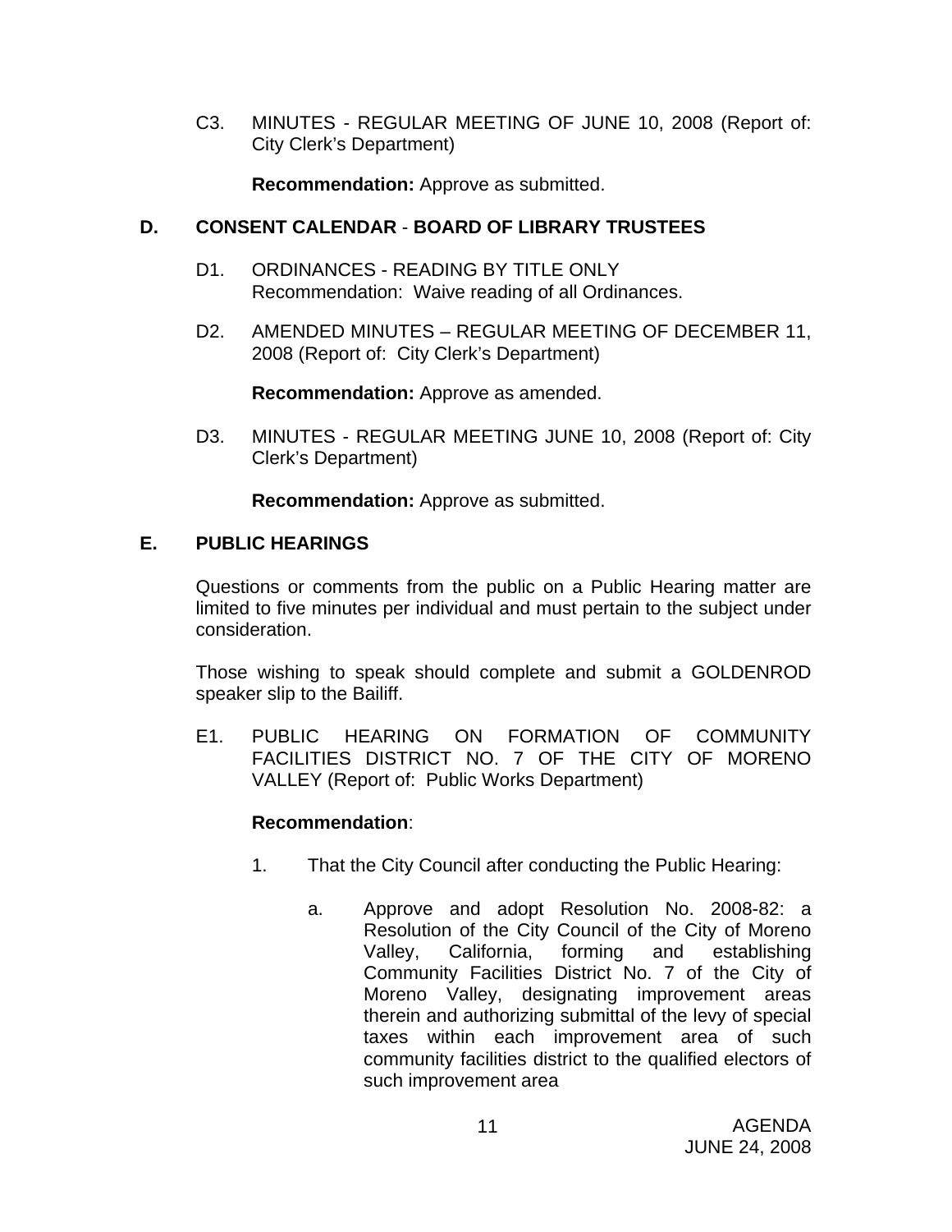C3. MINUTES - REGULAR MEETING OF JUNE 10, 2008 (Report of: City Clerk's Department)

**Recommendation:** Approve as submitted.

## D. CONSENT CALENDAR - BOARD OF LIBRARY TRUSTEES

D1. ORDINANCES - READING BY TITLE ONLY
Recommendation: Waive reading of all Ordinances.

D2. AMENDED MINUTES – REGULAR MEETING OF DECEMBER 11, 2008 (Report of: City Clerk's Department)

**Recommendation:** Approve as amended.

D3. MINUTES - REGULAR MEETING JUNE 10, 2008 (Report of: City Clerk's Department)

**Recommendation:** Approve as submitted.

## E. PUBLIC HEARINGS

Questions or comments from the public on a Public Hearing matter are limited to five minutes per individual and must pertain to the subject under consideration.

Those wishing to speak should complete and submit a GOLDENROD speaker slip to the Bailiff.

E1. PUBLIC HEARING ON FORMATION OF COMMUNITY FACILITIES DISTRICT NO. 7 OF THE CITY OF MORENO VALLEY (Report of: Public Works Department)

**Recommendation**:

1. That the City Council after conducting the Public Hearing:

    a. Approve and adopt Resolution No. 2008-82: a Resolution of the City Council of the City of Moreno Valley, California, forming and establishing Community Facilities District No. 7 of the City of Moreno Valley, designating improvement areas therein and authorizing submittal of the levy of special taxes within each improvement area of such community facilities district to the qualified electors of such improvement area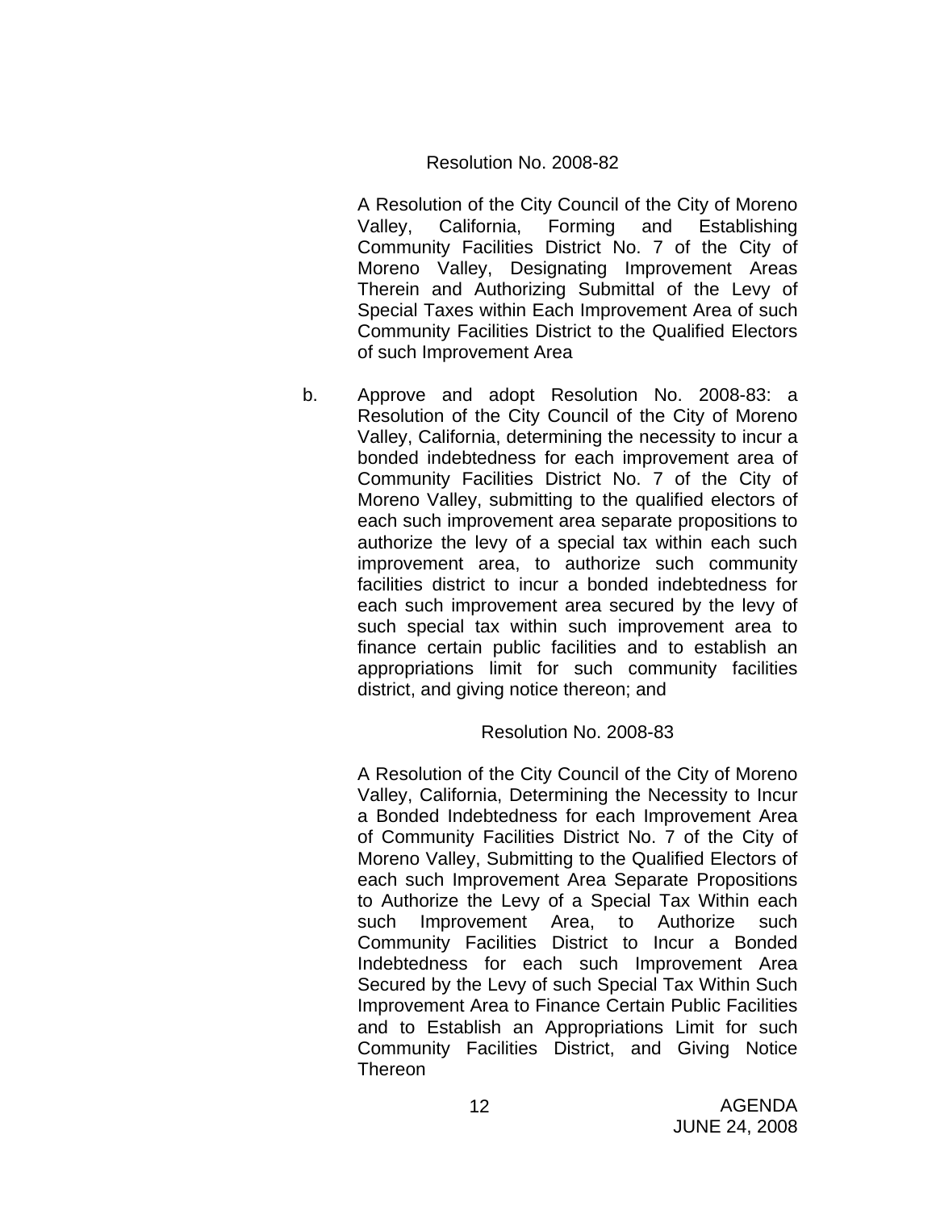Resolution No. 2008-82

A Resolution of the City Council of the City of Moreno Valley, California, Forming and Establishing Community Facilities District No. 7 of the City of Moreno Valley, Designating Improvement Areas Therein and Authorizing Submittal of the Levy of Special Taxes within Each Improvement Area of such Community Facilities District to the Qualified Electors of such Improvement Area

b. Approve and adopt Resolution No. 2008-83: a Resolution of the City Council of the City of Moreno Valley, California, determining the necessity to incur a bonded indebtedness for each improvement area of Community Facilities District No. 7 of the City of Moreno Valley, submitting to the qualified electors of each such improvement area separate propositions to authorize the levy of a special tax within each such improvement area, to authorize such community facilities district to incur a bonded indebtedness for each such improvement area secured by the levy of such special tax within such improvement area to finance certain public facilities and to establish an appropriations limit for such community facilities district, and giving notice thereon; and

Resolution No. 2008-83

A Resolution of the City Council of the City of Moreno Valley, California, Determining the Necessity to Incur a Bonded Indebtedness for each Improvement Area of Community Facilities District No. 7 of the City of Moreno Valley, Submitting to the Qualified Electors of each such Improvement Area Separate Propositions to Authorize the Levy of a Special Tax Within each such Improvement Area, to Authorize such Community Facilities District to Incur a Bonded Indebtedness for each such Improvement Area Secured by the Levy of such Special Tax Within Such Improvement Area to Finance Certain Public Facilities and to Establish an Appropriations Limit for such Community Facilities District, and Giving Notice Thereon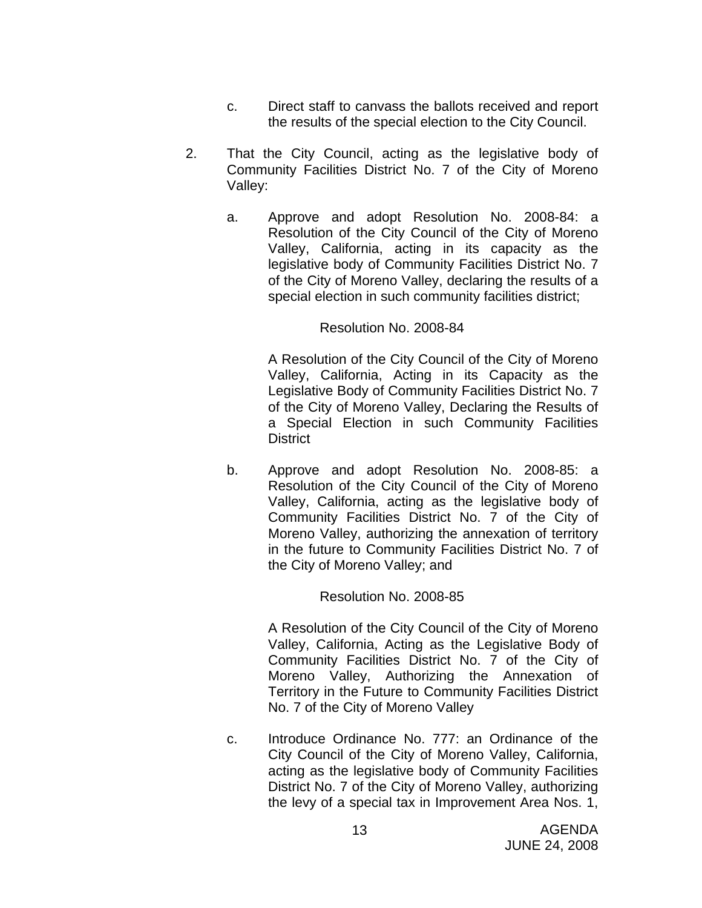c. Direct staff to canvass the ballots received and report the results of the special election to the City Council.

2. That the City Council, acting as the legislative body of Community Facilities District No. 7 of the City of Moreno Valley:

   a. Approve and adopt Resolution No. 2008-84: a Resolution of the City Council of the City of Moreno Valley, California, acting in its capacity as the legislative body of Community Facilities District No. 7 of the City of Moreno Valley, declaring the results of a special election in such community facilities district;

      Resolution No. 2008-84

      A Resolution of the City Council of the City of Moreno Valley, California, Acting in its Capacity as the Legislative Body of Community Facilities District No. 7 of the City of Moreno Valley, Declaring the Results of a Special Election in such Community Facilities District

   b. Approve and adopt Resolution No. 2008-85: a Resolution of the City Council of the City of Moreno Valley, California, acting as the legislative body of Community Facilities District No. 7 of the City of Moreno Valley, authorizing the annexation of territory in the future to Community Facilities District No. 7 of the City of Moreno Valley; and

      Resolution No. 2008-85

      A Resolution of the City Council of the City of Moreno Valley, California, Acting as the Legislative Body of Community Facilities District No. 7 of the City of Moreno Valley, Authorizing the Annexation of Territory in the Future to Community Facilities District No. 7 of the City of Moreno Valley

   c. Introduce Ordinance No. 777: an Ordinance of the City Council of the City of Moreno Valley, California, acting as the legislative body of Community Facilities District No. 7 of the City of Moreno Valley, authorizing the levy of a special tax in Improvement Area Nos. 1,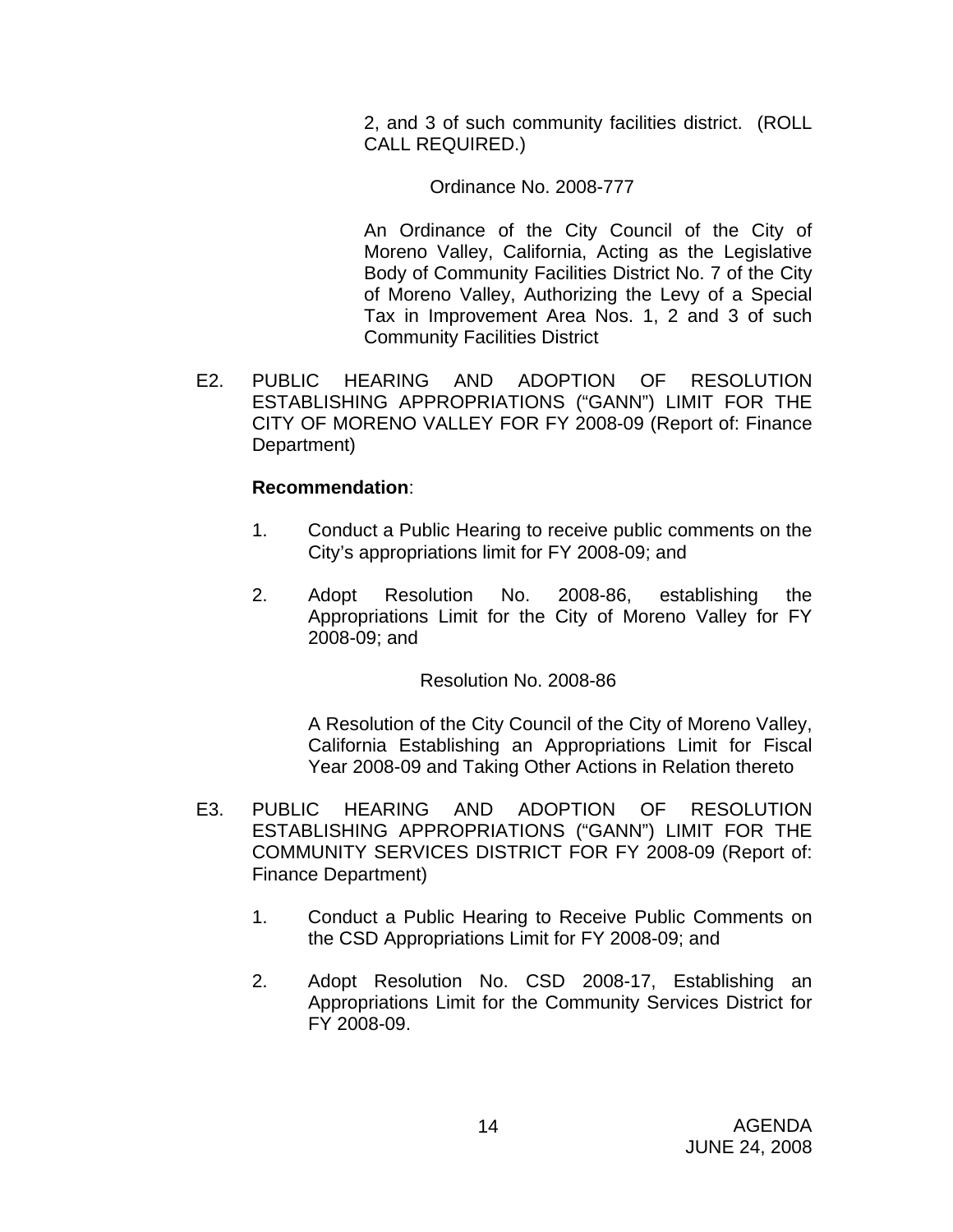2, and 3 of such community facilities district. (ROLL CALL REQUIRED.)

Ordinance No. 2008-777

An Ordinance of the City Council of the City of Moreno Valley, California, Acting as the Legislative Body of Community Facilities District No. 7 of the City of Moreno Valley, Authorizing the Levy of a Special Tax in Improvement Area Nos. 1, 2 and 3 of such Community Facilities District

E2. PUBLIC HEARING AND ADOPTION OF RESOLUTION ESTABLISHING APPROPRIATIONS ("GANN") LIMIT FOR THE CITY OF MORENO VALLEY FOR FY 2008-09 (Report of: Finance Department)

**Recommendation**:

1. Conduct a Public Hearing to receive public comments on the City's appropriations limit for FY 2008-09; and

2. Adopt Resolution No. 2008-86, establishing the Appropriations Limit for the City of Moreno Valley for FY 2008-09; and

Resolution No. 2008-86

A Resolution of the City Council of the City of Moreno Valley, California Establishing an Appropriations Limit for Fiscal Year 2008-09 and Taking Other Actions in Relation thereto

E3. PUBLIC HEARING AND ADOPTION OF RESOLUTION ESTABLISHING APPROPRIATIONS ("GANN") LIMIT FOR THE COMMUNITY SERVICES DISTRICT FOR FY 2008-09 (Report of: Finance Department)

1. Conduct a Public Hearing to Receive Public Comments on the CSD Appropriations Limit for FY 2008-09; and

2. Adopt Resolution No. CSD 2008-17, Establishing an Appropriations Limit for the Community Services District for FY 2008-09.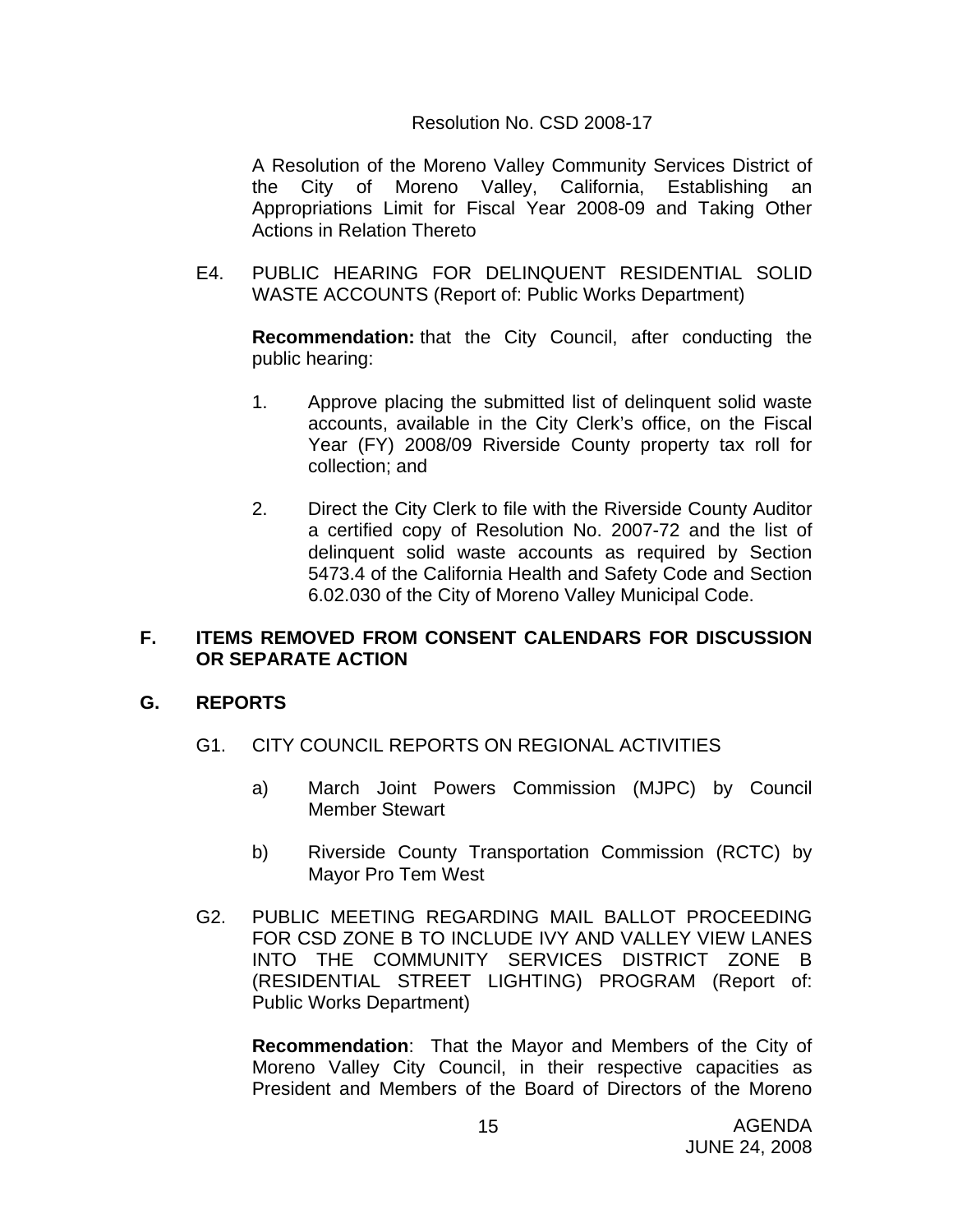Resolution No. CSD 2008-17

A Resolution of the Moreno Valley Community Services District of the City of Moreno Valley, California, Establishing an Appropriations Limit for Fiscal Year 2008-09 and Taking Other Actions in Relation Thereto

E4. PUBLIC HEARING FOR DELINQUENT RESIDENTIAL SOLID WASTE ACCOUNTS (Report of: Public Works Department)

**Recommendation:** that the City Council, after conducting the public hearing:

1. Approve placing the submitted list of delinquent solid waste accounts, available in the City Clerk's office, on the Fiscal Year (FY) 2008/09 Riverside County property tax roll for collection; and

2. Direct the City Clerk to file with the Riverside County Auditor a certified copy of Resolution No. 2007-72 and the list of delinquent solid waste accounts as required by Section 5473.4 of the California Health and Safety Code and Section 6.02.030 of the City of Moreno Valley Municipal Code.

## F. ITEMS REMOVED FROM CONSENT CALENDARS FOR DISCUSSION OR SEPARATE ACTION

## G. REPORTS

G1. CITY COUNCIL REPORTS ON REGIONAL ACTIVITIES

a) March Joint Powers Commission (MJPC) by Council Member Stewart

b) Riverside County Transportation Commission (RCTC) by Mayor Pro Tem West

G2. PUBLIC MEETING REGARDING MAIL BALLOT PROCEEDING FOR CSD ZONE B TO INCLUDE IVY AND VALLEY VIEW LANES INTO THE COMMUNITY SERVICES DISTRICT ZONE B (RESIDENTIAL STREET LIGHTING) PROGRAM (Report of: Public Works Department)

**Recommendation**: That the Mayor and Members of the City of Moreno Valley City Council, in their respective capacities as President and Members of the Board of Directors of the Moreno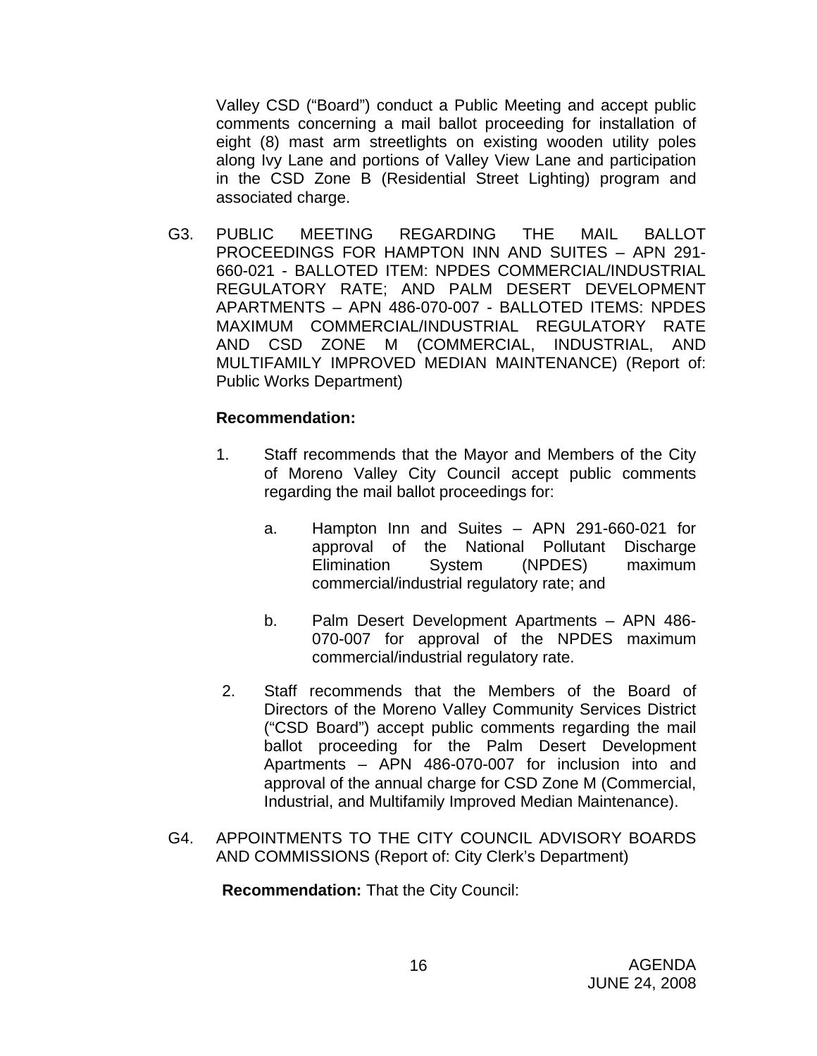Valley CSD ("Board") conduct a Public Meeting and accept public comments concerning a mail ballot proceeding for installation of eight (8) mast arm streetlights on existing wooden utility poles along Ivy Lane and portions of Valley View Lane and participation in the CSD Zone B (Residential Street Lighting) program and associated charge.

G3. PUBLIC MEETING REGARDING THE MAIL BALLOT PROCEEDINGS FOR HAMPTON INN AND SUITES – APN 291-660-021 - BALLOTED ITEM: NPDES COMMERCIAL/INDUSTRIAL REGULATORY RATE; AND PALM DESERT DEVELOPMENT APARTMENTS – APN 486-070-007 - BALLOTED ITEMS: NPDES MAXIMUM COMMERCIAL/INDUSTRIAL REGULATORY RATE AND CSD ZONE M (COMMERCIAL, INDUSTRIAL, AND MULTIFAMILY IMPROVED MEDIAN MAINTENANCE) (Report of: Public Works Department)

**Recommendation:**

1. Staff recommends that the Mayor and Members of the City of Moreno Valley City Council accept public comments regarding the mail ballot proceedings for:

   a. Hampton Inn and Suites – APN 291-660-021 for approval of the National Pollutant Discharge Elimination System (NPDES) maximum commercial/industrial regulatory rate; and

   b. Palm Desert Development Apartments – APN 486-070-007 for approval of the NPDES maximum commercial/industrial regulatory rate.

2. Staff recommends that the Members of the Board of Directors of the Moreno Valley Community Services District ("CSD Board") accept public comments regarding the mail ballot proceeding for the Palm Desert Development Apartments – APN 486-070-007 for inclusion into and approval of the annual charge for CSD Zone M (Commercial, Industrial, and Multifamily Improved Median Maintenance).

G4. APPOINTMENTS TO THE CITY COUNCIL ADVISORY BOARDS AND COMMISSIONS (Report of: City Clerk's Department)

**Recommendation:** That the City Council: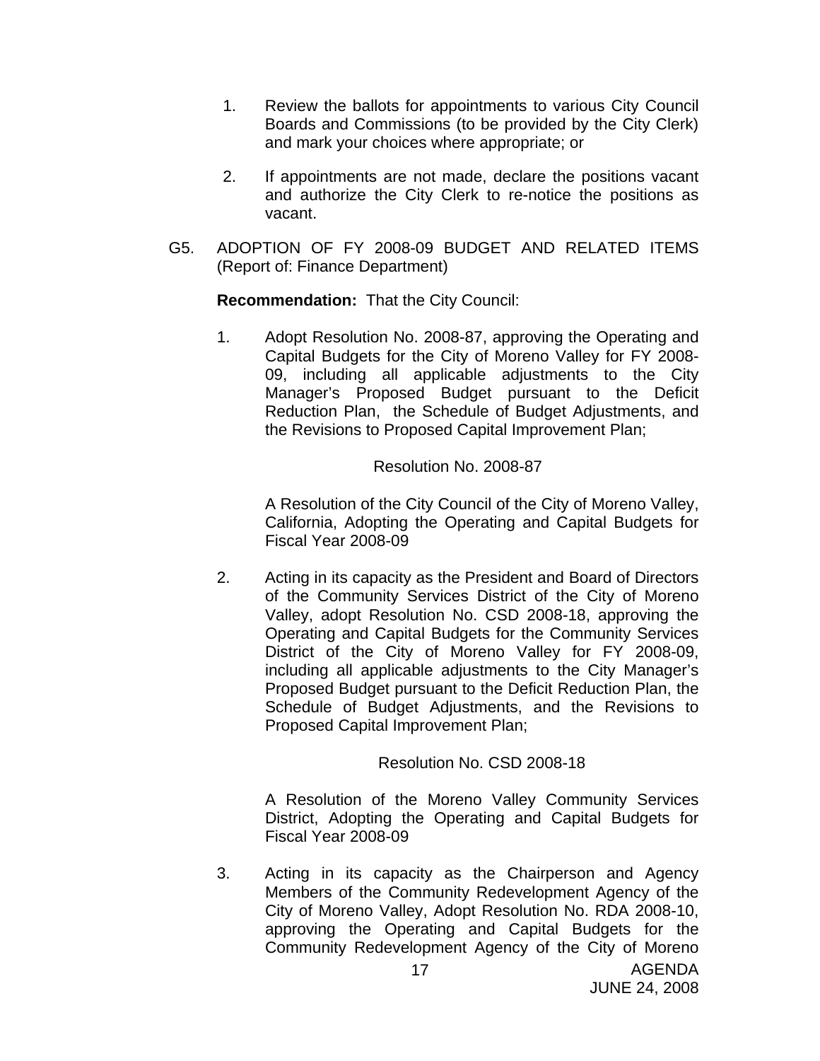1. Review the ballots for appointments to various City Council Boards and Commissions (to be provided by the City Clerk) and mark your choices where appropriate; or

2. If appointments are not made, declare the positions vacant and authorize the City Clerk to re-notice the positions as vacant.

G5. ADOPTION OF FY 2008-09 BUDGET AND RELATED ITEMS (Report of: Finance Department)

**Recommendation:** That the City Council:

1. Adopt Resolution No. 2008-87, approving the Operating and Capital Budgets for the City of Moreno Valley for FY 2008-09, including all applicable adjustments to the City Manager's Proposed Budget pursuant to the Deficit Reduction Plan, the Schedule of Budget Adjustments, and the Revisions to Proposed Capital Improvement Plan;

   Resolution No. 2008-87

   A Resolution of the City Council of the City of Moreno Valley, California, Adopting the Operating and Capital Budgets for Fiscal Year 2008-09

2. Acting in its capacity as the President and Board of Directors of the Community Services District of the City of Moreno Valley, adopt Resolution No. CSD 2008-18, approving the Operating and Capital Budgets for the Community Services District of the City of Moreno Valley for FY 2008-09, including all applicable adjustments to the City Manager's Proposed Budget pursuant to the Deficit Reduction Plan, the Schedule of Budget Adjustments, and the Revisions to Proposed Capital Improvement Plan;

   Resolution No. CSD 2008-18

   A Resolution of the Moreno Valley Community Services District, Adopting the Operating and Capital Budgets for Fiscal Year 2008-09

3. Acting in its capacity as the Chairperson and Agency Members of the Community Redevelopment Agency of the City of Moreno Valley, Adopt Resolution No. RDA 2008-10, approving the Operating and Capital Budgets for the Community Redevelopment Agency of the City of Moreno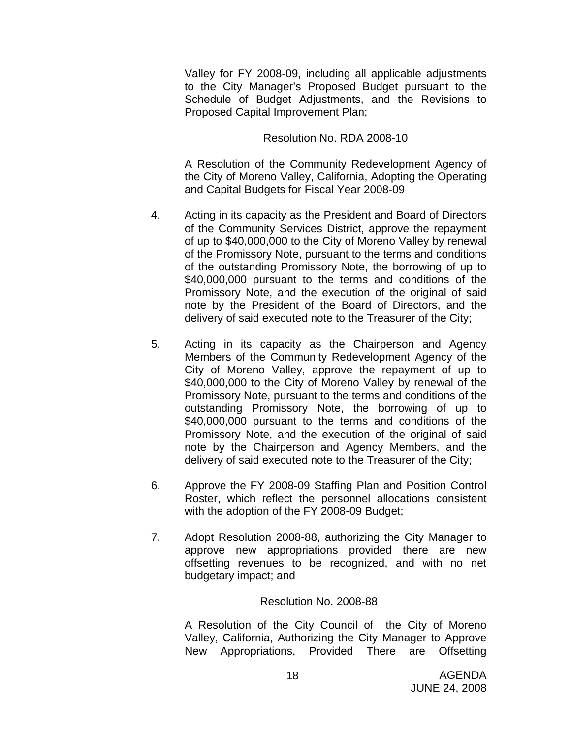Valley for FY 2008-09, including all applicable adjustments to the City Manager's Proposed Budget pursuant to the Schedule of Budget Adjustments, and the Revisions to Proposed Capital Improvement Plan;

Resolution No. RDA 2008-10

A Resolution of the Community Redevelopment Agency of the City of Moreno Valley, California, Adopting the Operating and Capital Budgets for Fiscal Year 2008-09

4. Acting in its capacity as the President and Board of Directors of the Community Services District, approve the repayment of up to $40,000,000 to the City of Moreno Valley by renewal of the Promissory Note, pursuant to the terms and conditions of the outstanding Promissory Note, the borrowing of up to $40,000,000 pursuant to the terms and conditions of the Promissory Note, and the execution of the original of said note by the President of the Board of Directors, and the delivery of said executed note to the Treasurer of the City;

5. Acting in its capacity as the Chairperson and Agency Members of the Community Redevelopment Agency of the City of Moreno Valley, approve the repayment of up to $40,000,000 to the City of Moreno Valley by renewal of the Promissory Note, pursuant to the terms and conditions of the outstanding Promissory Note, the borrowing of up to $40,000,000 pursuant to the terms and conditions of the Promissory Note, and the execution of the original of said note by the Chairperson and Agency Members, and the delivery of said executed note to the Treasurer of the City;

6. Approve the FY 2008-09 Staffing Plan and Position Control Roster, which reflect the personnel allocations consistent with the adoption of the FY 2008-09 Budget;

7. Adopt Resolution 2008-88, authorizing the City Manager to approve new appropriations provided there are new offsetting revenues to be recognized, and with no net budgetary impact; and

Resolution No. 2008-88

A Resolution of the City Council of the City of Moreno Valley, California, Authorizing the City Manager to Approve New Appropriations, Provided There are Offsetting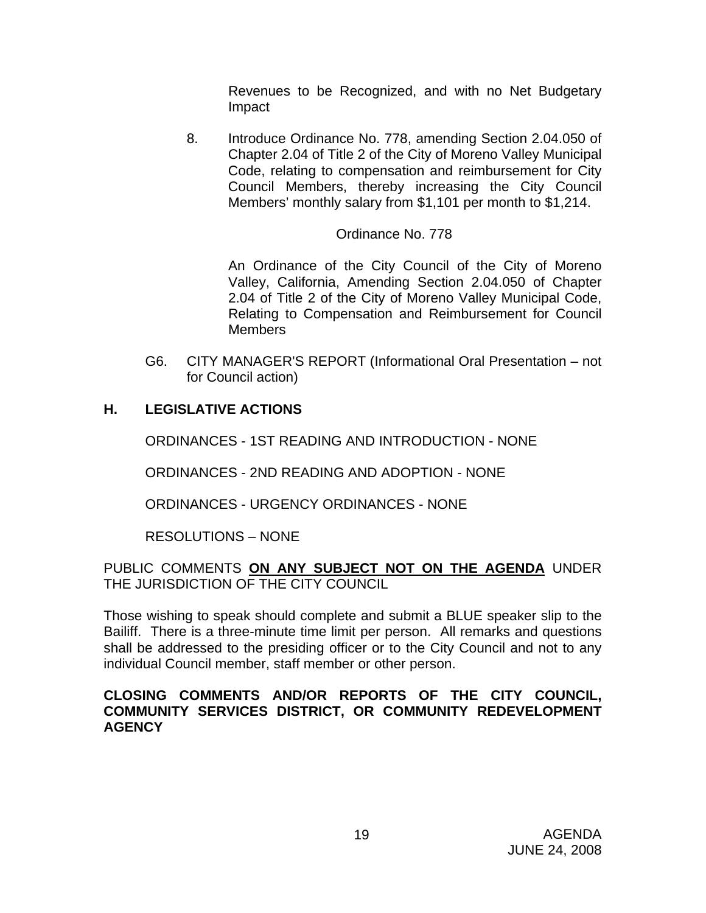Revenues to be Recognized, and with no Net Budgetary Impact

8. Introduce Ordinance No. 778, amending Section 2.04.050 of Chapter 2.04 of Title 2 of the City of Moreno Valley Municipal Code, relating to compensation and reimbursement for City Council Members, thereby increasing the City Council Members' monthly salary from $1,101 per month to $1,214.

   Ordinance No. 778

   An Ordinance of the City Council of the City of Moreno Valley, California, Amending Section 2.04.050 of Chapter 2.04 of Title 2 of the City of Moreno Valley Municipal Code, Relating to Compensation and Reimbursement for Council Members

G6. CITY MANAGER'S REPORT (Informational Oral Presentation – not for Council action)

## H. LEGISLATIVE ACTIONS

ORDINANCES - 1ST READING AND INTRODUCTION - NONE

ORDINANCES - 2ND READING AND ADOPTION - NONE

ORDINANCES - URGENCY ORDINANCES - NONE

RESOLUTIONS – NONE

PUBLIC COMMENTS **ON ANY SUBJECT NOT ON THE AGENDA** UNDER THE JURISDICTION OF THE CITY COUNCIL

Those wishing to speak should complete and submit a BLUE speaker slip to the Bailiff. There is a three-minute time limit per person. All remarks and questions shall be addressed to the presiding officer or to the City Council and not to any individual Council member, staff member or other person.

**CLOSING COMMENTS AND/OR REPORTS OF THE CITY COUNCIL, COMMUNITY SERVICES DISTRICT, OR COMMUNITY REDEVELOPMENT AGENCY**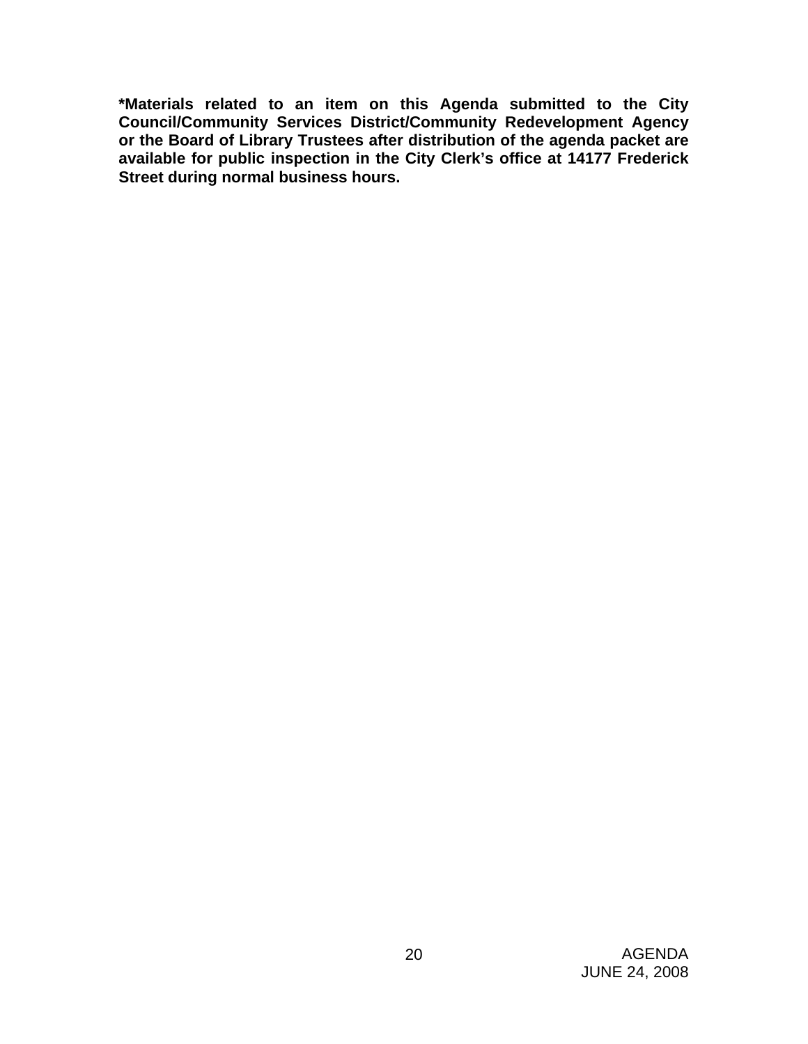**\*Materials related to an item on this Agenda submitted to the City Council/Community Services District/Community Redevelopment Agency or the Board of Library Trustees after distribution of the agenda packet are available for public inspection in the City Clerk's office at 14177 Frederick Street during normal business hours.**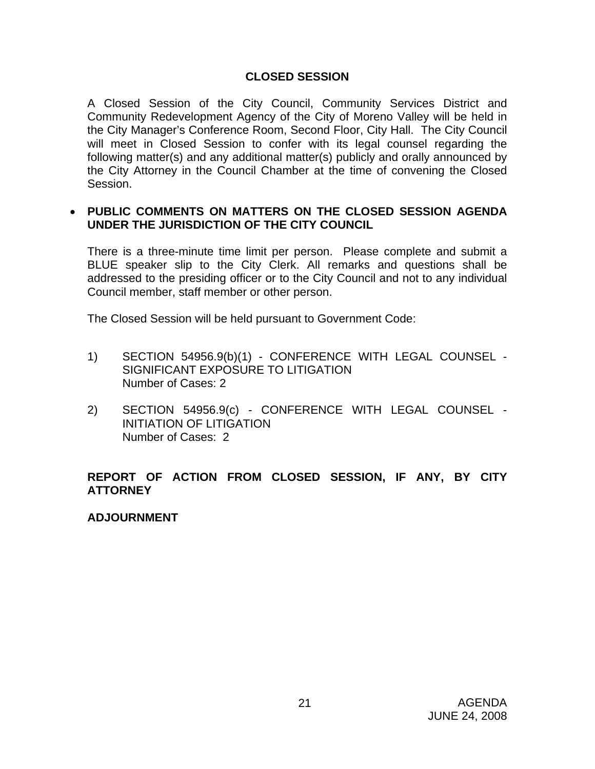## CLOSED SESSION

A Closed Session of the City Council, Community Services District and Community Redevelopment Agency of the City of Moreno Valley will be held in the City Manager's Conference Room, Second Floor, City Hall. The City Council will meet in Closed Session to confer with its legal counsel regarding the following matter(s) and any additional matter(s) publicly and orally announced by the City Attorney in the Council Chamber at the time of convening the Closed Session.

- **PUBLIC COMMENTS ON MATTERS ON THE CLOSED SESSION AGENDA UNDER THE JURISDICTION OF THE CITY COUNCIL**

  There is a three-minute time limit per person. Please complete and submit a BLUE speaker slip to the City Clerk. All remarks and questions shall be addressed to the presiding officer or to the City Council and not to any individual Council member, staff member or other person.

  The Closed Session will be held pursuant to Government Code:

  1) SECTION 54956.9(b)(1) - CONFERENCE WITH LEGAL COUNSEL - SIGNIFICANT EXPOSURE TO LITIGATION
     Number of Cases: 2

  2) SECTION 54956.9(c) - CONFERENCE WITH LEGAL COUNSEL - INITIATION OF LITIGATION
     Number of Cases: 2

**REPORT OF ACTION FROM CLOSED SESSION, IF ANY, BY CITY ATTORNEY**

**ADJOURNMENT**